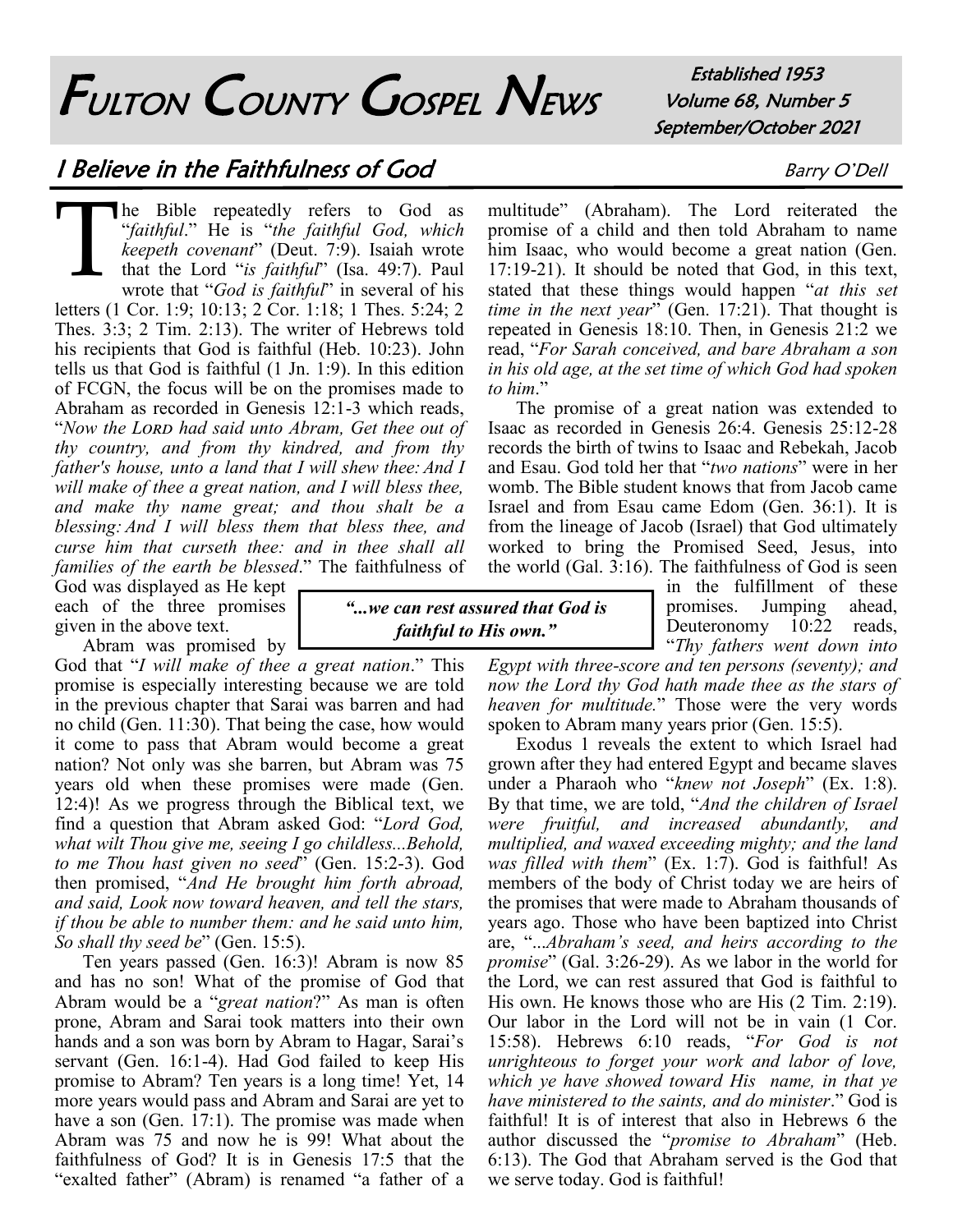# Fulton County Gospel News

Established 1953
Volume 68, Number 5
September/October 2021

## I Believe in the Faithfulness of God

Barry O'Dell

The Bible repeatedly refers to God as "*faithful*." He is "*the faithful God, which keepeth covenant*" (Deut. 7:9). Isaiah wrote that the Lord "*is faithful*" (Isa. 49:7). Paul wrote that "*God is faithful*" in several of his letters (1 Cor. 1:9; 10:13; 2 Cor. 1:18; 1 Thes. 5:24; 2 Thes. 3:3; 2 Tim. 2:13). The writer of Hebrews told his recipients that God is faithful (Heb. 10:23). John tells us that God is faithful (1 Jn. 1:9). In this edition of FCGN, the focus will be on the promises made to Abraham as recorded in Genesis 12:1-3 which reads, "*Now the Lord had said unto Abram, Get thee out of thy country, and from thy kindred, and from thy father's house, unto a land that I will shew thee: And I will make of thee a great nation, and I will bless thee, and make thy name great; and thou shalt be a blessing: And I will bless them that bless thee, and curse him that curseth thee: and in thee shall all families of the earth be blessed*." The faithfulness of God was displayed as He kept each of the three promises given in the above text.

Abram was promised by God that "*I will make of thee a great nation*." This promise is especially interesting because we are told in the previous chapter that Sarai was barren and had no child (Gen. 11:30). That being the case, how would it come to pass that Abram would become a great nation? Not only was she barren, but Abram was 75 years old when these promises were made (Gen. 12:4)! As we progress through the Biblical text, we find a question that Abram asked God: "*Lord God, what wilt Thou give me, seeing I go childless...Behold, to me Thou hast given no seed*" (Gen. 15:2-3). God then promised, "*And He brought him forth abroad, and said, Look now toward heaven, and tell the stars, if thou be able to number them: and he said unto him, So shall thy seed be*" (Gen. 15:5).

Ten years passed (Gen. 16:3)! Abram is now 85 and has no son! What of the promise of God that Abram would be a "*great nation*?" As man is often prone, Abram and Sarai took matters into their own hands and a son was born by Abram to Hagar, Sarai's servant (Gen. 16:1-4). Had God failed to keep His promise to Abram? Ten years is a long time! Yet, 14 more years would pass and Abram and Sarai are yet to have a son (Gen. 17:1). The promise was made when Abram was 75 and now he is 99! What about the faithfulness of God? It is in Genesis 17:5 that the "exalted father" (Abram) is renamed "a father of a multitude" (Abraham). The Lord reiterated the promise of a child and then told Abraham to name him Isaac, who would become a great nation (Gen. 17:19-21). It should be noted that God, in this text, stated that these things would happen "*at this set time in the next year*" (Gen. 17:21). That thought is repeated in Genesis 18:10. Then, in Genesis 21:2 we read, "*For Sarah conceived, and bare Abraham a son in his old age, at the set time of which God had spoken to him*."

The promise of a great nation was extended to Isaac as recorded in Genesis 26:4. Genesis 25:12-28 records the birth of twins to Isaac and Rebekah, Jacob and Esau. God told her that "*two nations*" were in her womb. The Bible student knows that from Jacob came Israel and from Esau came Edom (Gen. 36:1). It is from the lineage of Jacob (Israel) that God ultimately worked to bring the Promised Seed, Jesus, into the world (Gal. 3:16). The faithfulness of God is seen in the fulfillment of these promises. Jumping ahead, Deuteronomy 10:22 reads, "*Thy fathers went down into Egypt with three-score and ten persons (seventy); and now the Lord thy God hath made thee as the stars of heaven for multitude.*" Those were the very words spoken to Abram many years prior (Gen. 15:5).

> ***"...we can rest assured that God is faithful to His own."***

Exodus 1 reveals the extent to which Israel had grown after they had entered Egypt and became slaves under a Pharaoh who "*knew not Joseph*" (Ex. 1:8). By that time, we are told, "*And the children of Israel were fruitful, and increased abundantly, and multiplied, and waxed exceeding mighty; and the land was filled with them*" (Ex. 1:7). God is faithful! As members of the body of Christ today we are heirs of the promises that were made to Abraham thousands of years ago. Those who have been baptized into Christ are, "*...Abraham's seed, and heirs according to the promise*" (Gal. 3:26-29). As we labor in the world for the Lord, we can rest assured that God is faithful to His own. He knows those who are His (2 Tim. 2:19). Our labor in the Lord will not be in vain (1 Cor. 15:58). Hebrews 6:10 reads, "*For God is not unrighteous to forget your work and labor of love, which ye have showed toward His name, in that ye have ministered to the saints, and do minister*." God is faithful! It is of interest that also in Hebrews 6 the author discussed the "*promise to Abraham*" (Heb. 6:13). The God that Abraham served is the God that we serve today. God is faithful!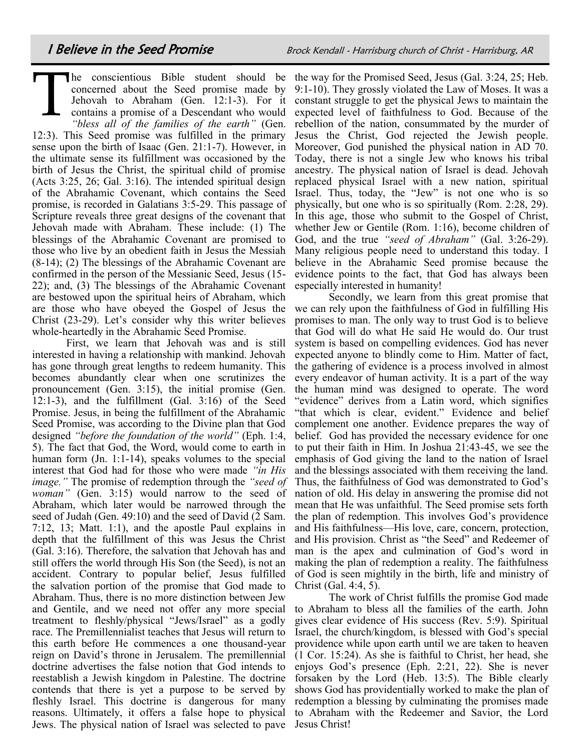## I Believe in the Seed Promise

Brock Kendall - Harrisburg church of Christ - Harrisburg, AR

The conscientious Bible student should be concerned about the Seed promise made by Jehovah to Abraham (Gen. 12:1-3). For it contains a promise of a Descendant who would *"bless all of the families of the earth"* (Gen. 12:3). This Seed promise was fulfilled in the primary sense upon the birth of Isaac (Gen. 21:1-7). However, in the ultimate sense its fulfillment was occasioned by the birth of Jesus the Christ, the spiritual child of promise (Acts 3:25, 26; Gal. 3:16). The intended spiritual design of the Abrahamic Covenant, which contains the Seed promise, is recorded in Galatians 3:5-29. This passage of Scripture reveals three great designs of the covenant that Jehovah made with Abraham. These include: (1) The blessings of the Abrahamic Covenant are promised to those who live by an obedient faith in Jesus the Messiah (8-14); (2) The blessings of the Abrahamic Covenant are confirmed in the person of the Messianic Seed, Jesus (15-22); and, (3) The blessings of the Abrahamic Covenant are bestowed upon the spiritual heirs of Abraham, which are those who have obeyed the Gospel of Jesus the Christ (23-29). Let's consider why this writer believes whole-heartedly in the Abrahamic Seed Promise.

First, we learn that Jehovah was and is still interested in having a relationship with mankind. Jehovah has gone through great lengths to redeem humanity. This becomes abundantly clear when one scrutinizes the pronouncement (Gen. 3:15), the initial promise (Gen. 12:1-3), and the fulfillment (Gal. 3:16) of the Seed Promise. Jesus, in being the fulfillment of the Abrahamic Seed Promise, was according to the Divine plan that God designed *"before the foundation of the world"* (Eph. 1:4, 5). The fact that God, the Word, would come to earth in human form (Jn. 1:1-14), speaks volumes to the special interest that God had for those who were made *"in His image."* The promise of redemption through the *"seed of woman"* (Gen. 3:15) would narrow to the seed of Abraham, which later would be narrowed through the seed of Judah (Gen. 49:10) and the seed of David (2 Sam. 7:12, 13; Matt. 1:1), and the apostle Paul explains in depth that the fulfillment of this was Jesus the Christ (Gal. 3:16). Therefore, the salvation that Jehovah has and still offers the world through His Son (the Seed), is not an accident. Contrary to popular belief, Jesus fulfilled the salvation portion of the promise that God made to Abraham. Thus, there is no more distinction between Jew and Gentile, and we need not offer any more special treatment to fleshly/physical "Jews/Israel" as a godly race. The Premillennialist teaches that Jesus will return to this earth before He commences a one thousand-year reign on David's throne in Jerusalem. The premillennial doctrine advertises the false notion that God intends to reestablish a Jewish kingdom in Palestine. The doctrine contends that there is yet a purpose to be served by fleshly Israel. This doctrine is dangerous for many reasons. Ultimately, it offers a false hope to physical Jews. The physical nation of Israel was selected to pave the way for the Promised Seed, Jesus (Gal. 3:24, 25; Heb. 9:1-10). They grossly violated the Law of Moses. It was a constant struggle to get the physical Jews to maintain the expected level of faithfulness to God. Because of the rebellion of the nation, consummated by the murder of Jesus the Christ, God rejected the Jewish people. Moreover, God punished the physical nation in AD 70. Today, there is not a single Jew who knows his tribal ancestry. The physical nation of Israel is dead. Jehovah replaced physical Israel with a new nation, spiritual Israel. Thus, today, the "Jew" is not one who is so physically, but one who is so spiritually (Rom. 2:28, 29). In this age, those who submit to the Gospel of Christ, whether Jew or Gentile (Rom. 1:16), become children of God, and the true *"seed of Abraham"* (Gal. 3:26-29). Many religious people need to understand this today. I believe in the Abrahamic Seed promise because the evidence points to the fact, that God has always been especially interested in humanity!

Secondly, we learn from this great promise that we can rely upon the faithfulness of God in fulfilling His promises to man. The only way to trust God is to believe that God will do what He said He would do. Our trust system is based on compelling evidences. God has never expected anyone to blindly come to Him. Matter of fact, the gathering of evidence is a process involved in almost every endeavor of human activity. It is a part of the way the human mind was designed to operate. The word "evidence" derives from a Latin word, which signifies "that which is clear, evident." Evidence and belief complement one another. Evidence prepares the way of belief. God has provided the necessary evidence for one to put their faith in Him. In Joshua 21:43-45, we see the emphasis of God giving the land to the nation of Israel and the blessings associated with them receiving the land. Thus, the faithfulness of God was demonstrated to God's nation of old. His delay in answering the promise did not mean that He was unfaithful. The Seed promise sets forth the plan of redemption. This involves God's providence and His faithfulness—His love, care, concern, protection, and His provision. Christ as "the Seed" and Redeemer of man is the apex and culmination of God's word in making the plan of redemption a reality. The faithfulness of God is seen mightily in the birth, life and ministry of Christ (Gal. 4:4, 5).

The work of Christ fulfills the promise God made to Abraham to bless all the families of the earth. John gives clear evidence of His success (Rev. 5:9). Spiritual Israel, the church/kingdom, is blessed with God's special providence while upon earth until we are taken to heaven (1 Cor. 15:24). As she is faithful to Christ, her head, she enjoys God's presence (Eph. 2:21, 22). She is never forsaken by the Lord (Heb. 13:5). The Bible clearly shows God has providentially worked to make the plan of redemption a blessing by culminating the promises made to Abraham with the Redeemer and Savior, the Lord Jesus Christ!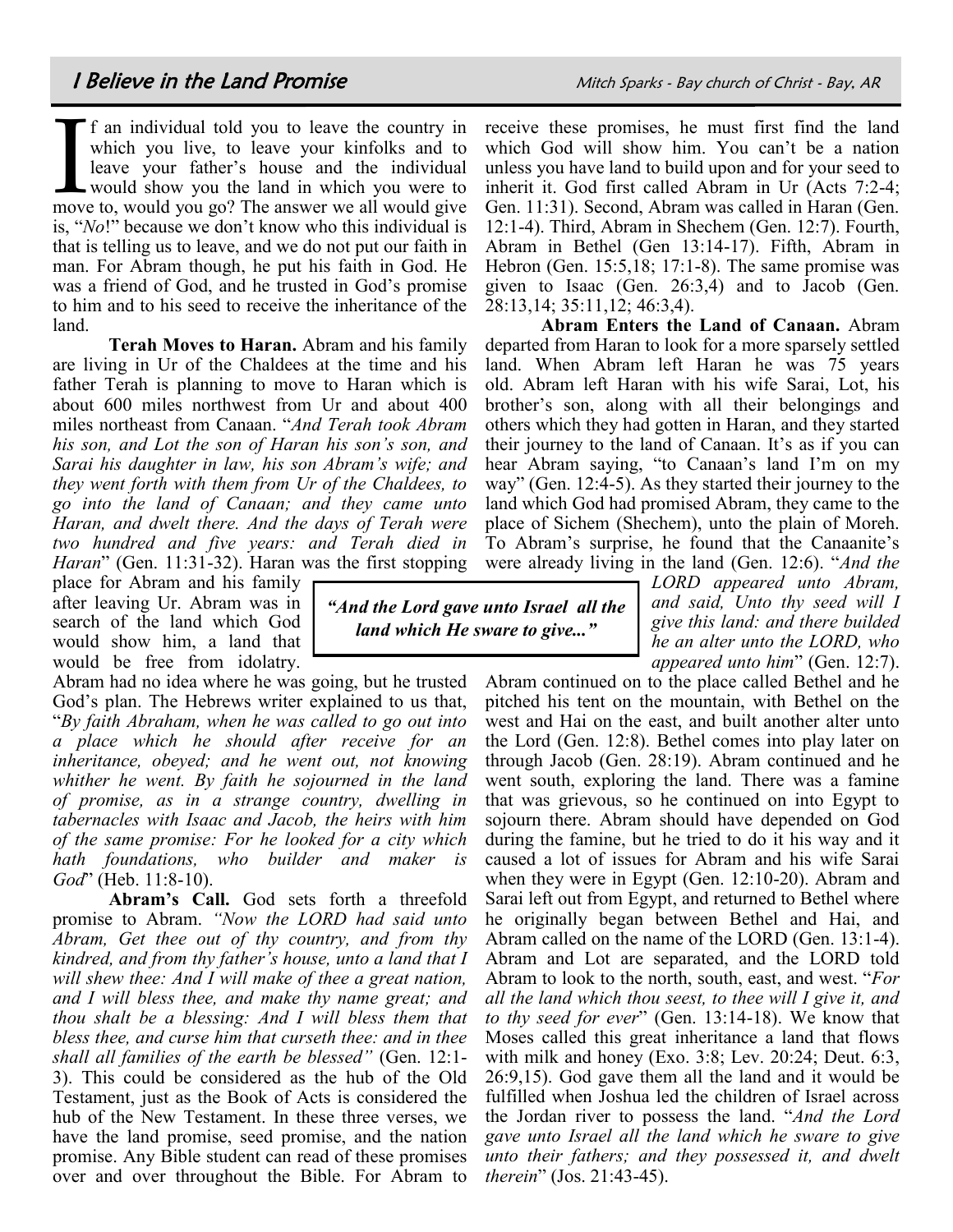# I Believe in the Land Promise

Mitch Sparks - Bay church of Christ - Bay, AR

If an individual told you to leave the country in which you live, to leave your kinfolks and to leave your father's house and the individual would show you the land in which you were to move to, would you go? The answer we all would give is, "*No*!" because we don't know who this individual is that is telling us to leave, and we do not put our faith in man. For Abram though, he put his faith in God. He was a friend of God, and he trusted in God's promise to him and to his seed to receive the inheritance of the land.

**Terah Moves to Haran.** Abram and his family are living in Ur of the Chaldees at the time and his father Terah is planning to move to Haran which is about 600 miles northwest from Ur and about 400 miles northeast from Canaan. "*And Terah took Abram his son, and Lot the son of Haran his son's son, and Sarai his daughter in law, his son Abram's wife; and they went forth with them from Ur of the Chaldees, to go into the land of Canaan; and they came unto Haran, and dwelt there. And the days of Terah were two hundred and five years: and Terah died in Haran*" (Gen. 11:31-32). Haran was the first stopping place for Abram and his family after leaving Ur. Abram was in search of the land which God would show him, a land that would be free from idolatry. Abram had no idea where he was going, but he trusted God's plan. The Hebrews writer explained to us that, "*By faith Abraham, when he was called to go out into a place which he should after receive for an inheritance, obeyed; and he went out, not knowing whither he went. By faith he sojourned in the land of promise, as in a strange country, dwelling in tabernacles with Isaac and Jacob, the heirs with him of the same promise: For he looked for a city which hath foundations, who builder and maker is God*" (Heb. 11:8-10).

**Abram's Call.** God sets forth a threefold promise to Abram. *"Now the LORD had said unto Abram, Get thee out of thy country, and from thy kindred, and from thy father's house, unto a land that I will shew thee: And I will make of thee a great nation, and I will bless thee, and make thy name great; and thou shalt be a blessing: And I will bless them that bless thee, and curse him that curseth thee: and in thee shall all families of the earth be blessed"* (Gen. 12:1-3). This could be considered as the hub of the Old Testament, just as the Book of Acts is considered the hub of the New Testament. In these three verses, we have the land promise, seed promise, and the nation promise. Any Bible student can read of these promises over and over throughout the Bible. For Abram to receive these promises, he must first find the land which God will show him. You can't be a nation unless you have land to build upon and for your seed to inherit it. God first called Abram in Ur (Acts 7:2-4; Gen. 11:31). Second, Abram was called in Haran (Gen. 12:1-4). Third, Abram in Shechem (Gen. 12:7). Fourth, Abram in Bethel (Gen 13:14-17). Fifth, Abram in Hebron (Gen. 15:5,18; 17:1-8). The same promise was given to Isaac (Gen. 26:3,4) and to Jacob (Gen. 28:13,14; 35:11,12; 46:3,4).

**Abram Enters the Land of Canaan.** Abram departed from Haran to look for a more sparsely settled land. When Abram left Haran he was 75 years old. Abram left Haran with his wife Sarai, Lot, his brother's son, along with all their belongings and others which they had gotten in Haran, and they started their journey to the land of Canaan. It's as if you can hear Abram saying, "to Canaan's land I'm on my way" (Gen. 12:4-5). As they started their journey to the land which God had promised Abram, they came to the place of Sichem (Shechem), unto the plain of Moreh. To Abram's surprise, he found that the Canaanite's were already living in the land (Gen. 12:6). "*And the LORD appeared unto Abram, and said, Unto thy seed will I give this land: and there builded he an alter unto the LORD, who appeared unto him*" (Gen. 12:7). Abram continued on to the place called Bethel and he pitched his tent on the mountain, with Bethel on the west and Hai on the east, and built another alter unto the Lord (Gen. 12:8). Bethel comes into play later on through Jacob (Gen. 28:19). Abram continued and he went south, exploring the land. There was a famine that was grievous, so he continued on into Egypt to sojourn there. Abram should have depended on God during the famine, but he tried to do it his way and it caused a lot of issues for Abram and his wife Sarai when they were in Egypt (Gen. 12:10-20). Abram and Sarai left out from Egypt, and returned to Bethel where he originally began between Bethel and Hai, and Abram called on the name of the LORD (Gen. 13:1-4). Abram and Lot are separated, and the LORD told Abram to look to the north, south, east, and west. "*For all the land which thou seest, to thee will I give it, and to thy seed for ever*" (Gen. 13:14-18). We know that Moses called this great inheritance a land that flows with milk and honey (Exo. 3:8; Lev. 20:24; Deut. 6:3, 26:9,15). God gave them all the land and it would be fulfilled when Joshua led the children of Israel across the Jordan river to possess the land. "*And the Lord gave unto Israel all the land which he sware to give unto their fathers; and they possessed it, and dwelt therein*" (Jos. 21:43-45).

> ***"And the Lord gave unto Israel all the land which He sware to give..."***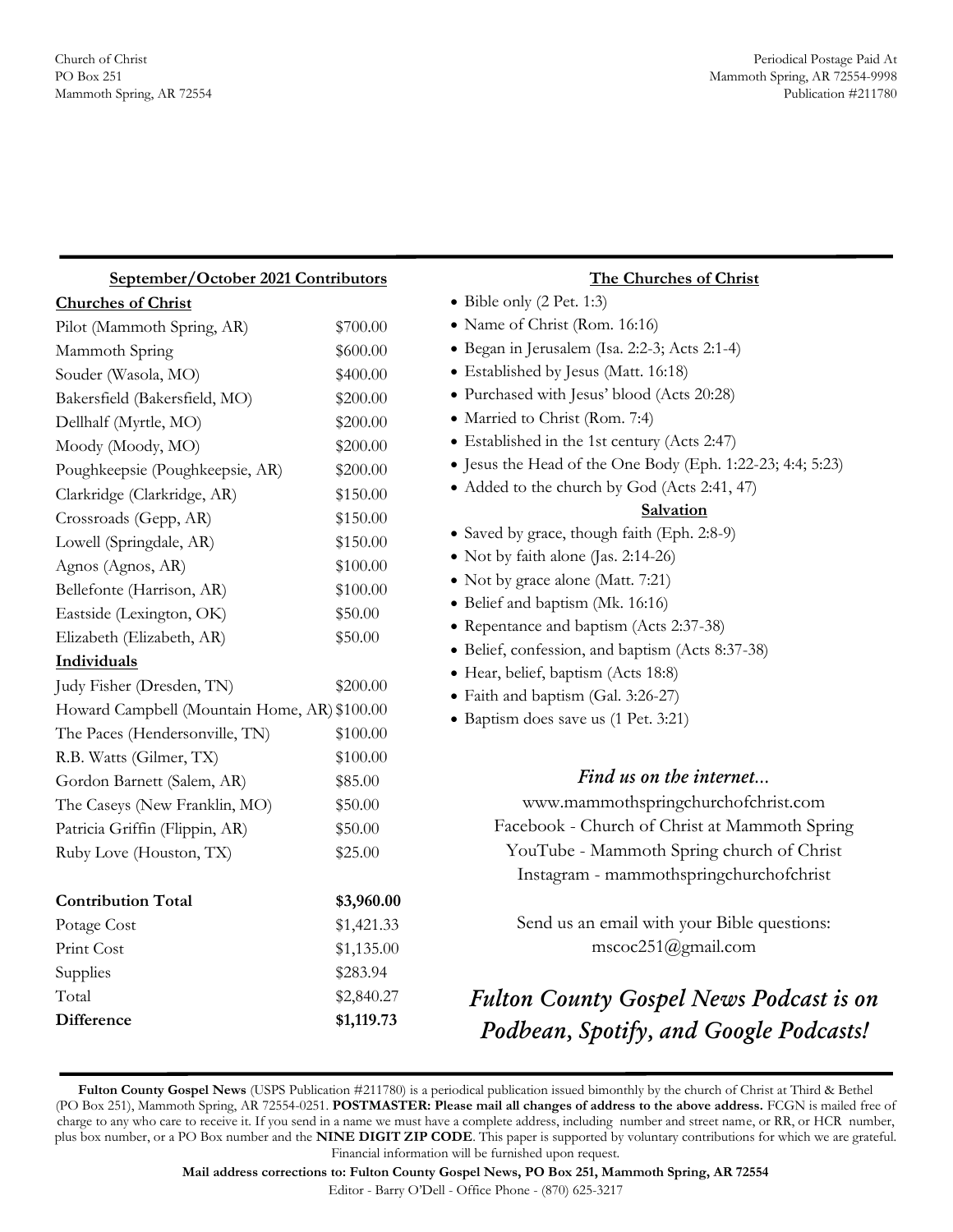Church of Christ
PO Box 251
Mammoth Spring, AR 72554

Periodical Postage Paid At
Mammoth Spring, AR 72554-9998
Publication #211780

## September/October 2021 Contributors

| | |
|---|---|
| **Churches of Christ** | |
| Pilot (Mammoth Spring, AR) | $700.00 |
| Mammoth Spring | $600.00 |
| Souder (Wasola, MO) | $400.00 |
| Bakersfield (Bakersfield, MO) | $200.00 |
| Dellhalf (Myrtle, MO) | $200.00 |
| Moody (Moody, MO) | $200.00 |
| Poughkeepsie (Poughkeepsie, AR) | $200.00 |
| Clarkridge (Clarkridge, AR) | $150.00 |
| Crossroads (Gepp, AR) | $150.00 |
| Lowell (Springdale, AR) | $150.00 |
| Agnos (Agnos, AR) | $100.00 |
| Bellefonte (Harrison, AR) | $100.00 |
| Eastside (Lexington, OK) | $50.00 |
| Elizabeth (Elizabeth, AR) | $50.00 |
| **Individuals** | |
| Judy Fisher (Dresden, TN) | $200.00 |
| Howard Campbell (Mountain Home, AR) | $100.00 |
| The Paces (Hendersonville, TN) | $100.00 |
| R.B. Watts (Gilmer, TX) | $100.00 |
| Gordon Barnett (Salem, AR) | $85.00 |
| The Caseys (New Franklin, MO) | $50.00 |
| Patricia Griffin (Flippin, AR) | $50.00 |
| Ruby Love (Houston, TX) | $25.00 |
| **Contribution Total** | **$3,960.00** |
| Potage Cost | $1,421.33 |
| Print Cost | $1,135.00 |
| Supplies | $283.94 |
| Total | $2,840.27 |
| **Difference** | **$1,119.73** |

## The Churches of Christ

- Bible only (2 Pet. 1:3)
- Name of Christ (Rom. 16:16)
- Began in Jerusalem (Isa. 2:2-3; Acts 2:1-4)
- Established by Jesus (Matt. 16:18)
- Purchased with Jesus' blood (Acts 20:28)
- Married to Christ (Rom. 7:4)
- Established in the 1st century (Acts 2:47)
- Jesus the Head of the One Body (Eph. 1:22-23; 4:4; 5:23)
- Added to the church by God (Acts 2:41, 47)

### Salvation

- Saved by grace, though faith (Eph. 2:8-9)
- Not by faith alone (Jas. 2:14-26)
- Not by grace alone (Matt. 7:21)
- Belief and baptism (Mk. 16:16)
- Repentance and baptism (Acts 2:37-38)
- Belief, confession, and baptism (Acts 8:37-38)
- Hear, belief, baptism (Acts 18:8)
- Faith and baptism (Gal. 3:26-27)
- Baptism does save us (1 Pet. 3:21)

*Find us on the internet...*

www.mammothspringchurchofchrist.com
Facebook - Church of Christ at Mammoth Spring
YouTube - Mammoth Spring church of Christ
Instagram - mammothspringchurchofchrist

Send us an email with your Bible questions:
mscoc251@gmail.com

***Fulton County Gospel News Podcast is on Podbean, Spotify, and Google Podcasts!***

**Fulton County Gospel News** (USPS Publication #211780) is a periodical publication issued bimonthly by the church of Christ at Third & Bethel (PO Box 251), Mammoth Spring, AR 72554-0251. **POSTMASTER: Please mail all changes of address to the above address.** FCGN is mailed free of charge to any who care to receive it. If you send in a name we must have a complete address, including number and street name, or RR, or HCR number, plus box number, or a PO Box number and the **NINE DIGIT ZIP CODE**. This paper is supported by voluntary contributions for which we are grateful. Financial information will be furnished upon request.

**Mail address corrections to: Fulton County Gospel News, PO Box 251, Mammoth Spring, AR 72554**

Editor - Barry O'Dell - Office Phone - (870) 625-3217